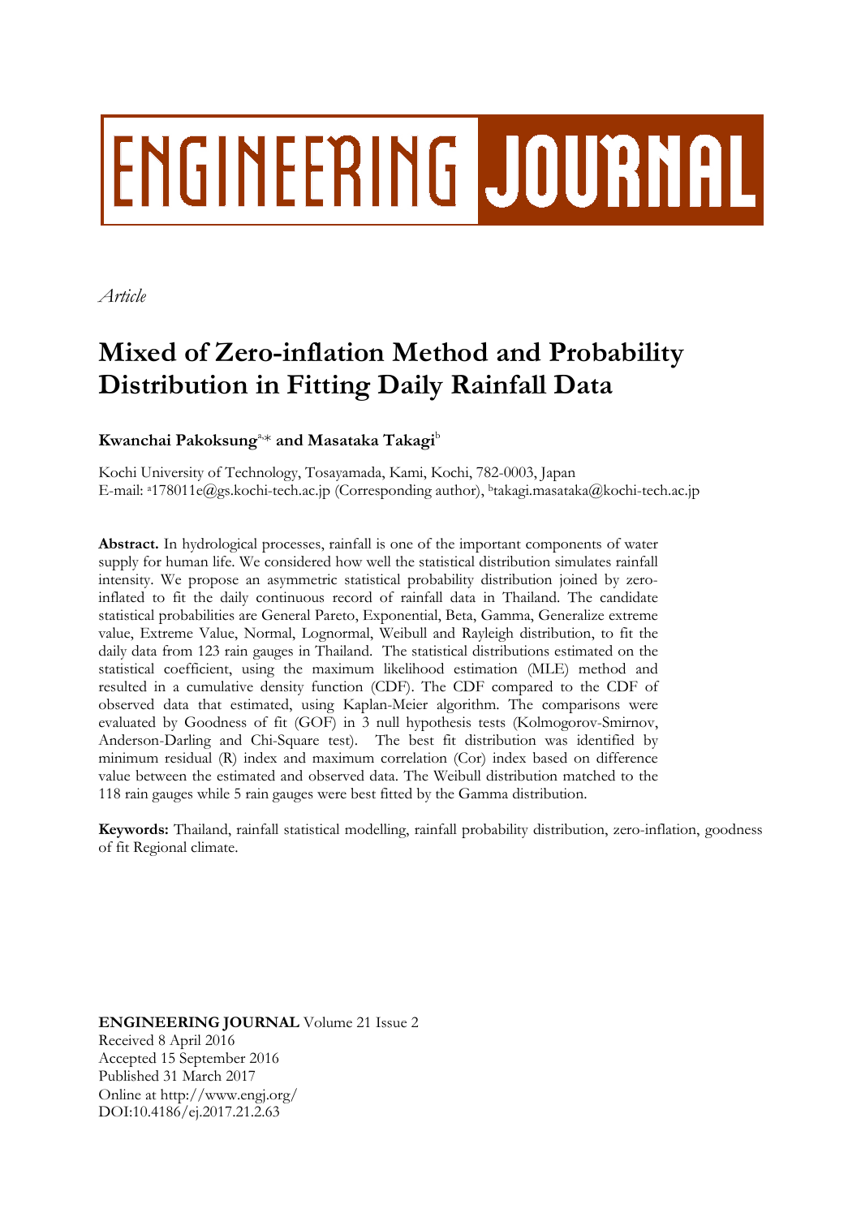ENGINEERING JOURNAL

*Article*

# Mixed of Zero-inflation Method and Probability Distribution in Fitting Daily Rainfall Data

**Kwanchai Pakoksung**[a,*] **and Masataka Takagi**[b]

Kochi University of Technology, Tosayamada, Kami, Kochi, 782-0003, Japan
E-mail: [a]178011e@gs.kochi-tech.ac.jp (Corresponding author), [b]takagi.masataka@kochi-tech.ac.jp

**Abstract.** In hydrological processes, rainfall is one of the important components of water supply for human life. We considered how well the statistical distribution simulates rainfall intensity. We propose an asymmetric statistical probability distribution joined by zero-inflated to fit the daily continuous record of rainfall data in Thailand. The candidate statistical probabilities are General Pareto, Exponential, Beta, Gamma, Generalize extreme value, Extreme Value, Normal, Lognormal, Weibull and Rayleigh distribution, to fit the daily data from 123 rain gauges in Thailand. The statistical distributions estimated on the statistical coefficient, using the maximum likelihood estimation (MLE) method and resulted in a cumulative density function (CDF). The CDF compared to the CDF of observed data that estimated, using Kaplan-Meier algorithm. The comparisons were evaluated by Goodness of fit (GOF) in 3 null hypothesis tests (Kolmogorov-Smirnov, Anderson-Darling and Chi-Square test). The best fit distribution was identified by minimum residual (R) index and maximum correlation (Cor) index based on difference value between the estimated and observed data. The Weibull distribution matched to the 118 rain gauges while 5 rain gauges were best fitted by the Gamma distribution.

**Keywords:** Thailand, rainfall statistical modelling, rainfall probability distribution, zero-inflation, goodness of fit Regional climate.

**ENGINEERING JOURNAL** Volume 21 Issue 2
Received 8 April 2016
Accepted 15 September 2016
Published 31 March 2017
Online at http://www.engj.org/
DOI:10.4186/ej.2017.21.2.63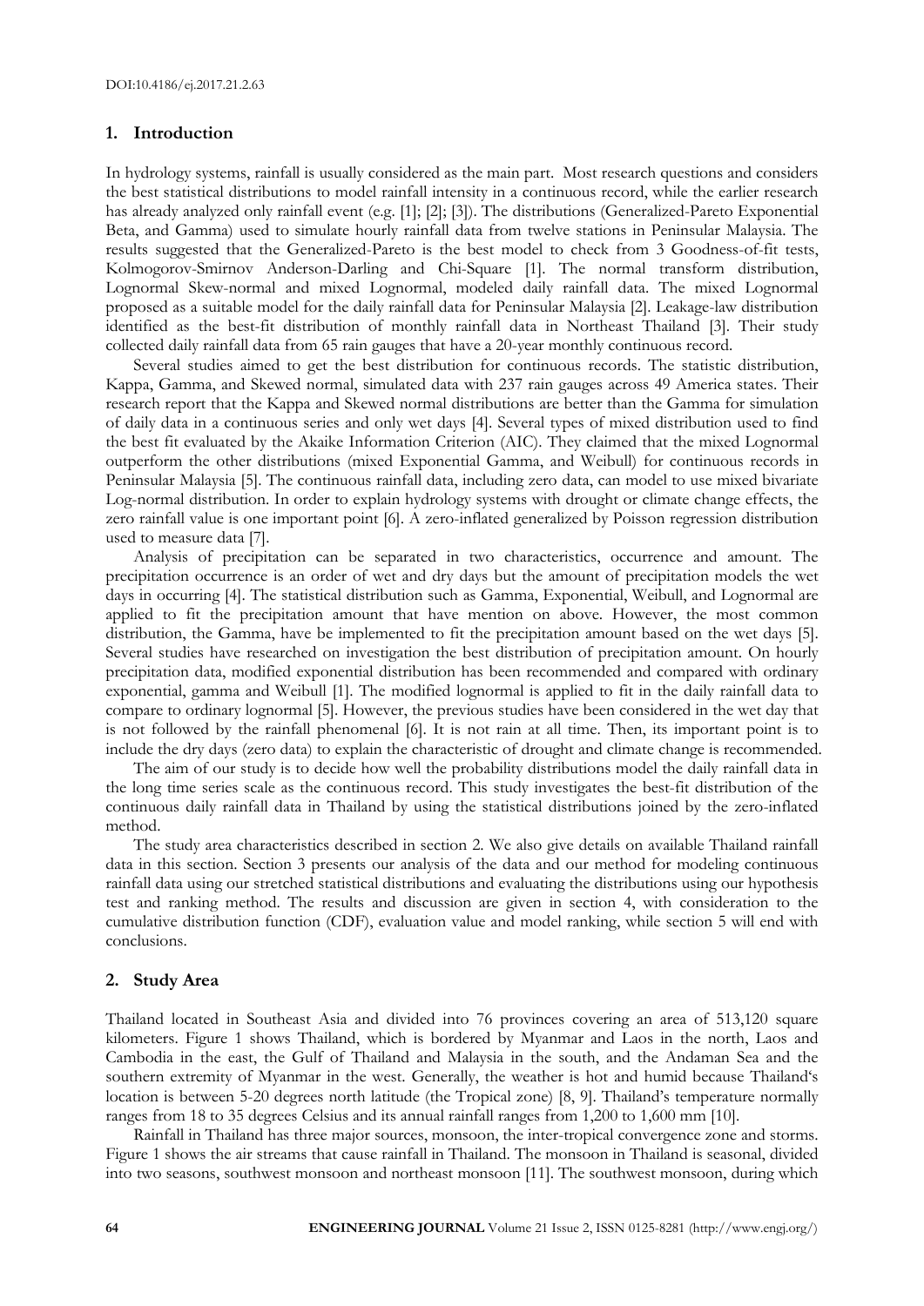## 1. Introduction

In hydrology systems, rainfall is usually considered as the main part. Most research questions and considers the best statistical distributions to model rainfall intensity in a continuous record, while the earlier research has already analyzed only rainfall event (e.g. [1]; [2]; [3]). The distributions (Generalized-Pareto Exponential Beta, and Gamma) used to simulate hourly rainfall data from twelve stations in Peninsular Malaysia. The results suggested that the Generalized-Pareto is the best model to check from 3 Goodness-of-fit tests, Kolmogorov-Smirnov Anderson-Darling and Chi-Square [1]. The normal transform distribution, Lognormal Skew-normal and mixed Lognormal, modeled daily rainfall data. The mixed Lognormal proposed as a suitable model for the daily rainfall data for Peninsular Malaysia [2]. Leakage-law distribution identified as the best-fit distribution of monthly rainfall data in Northeast Thailand [3]. Their study collected daily rainfall data from 65 rain gauges that have a 20-year monthly continuous record.

Several studies aimed to get the best distribution for continuous records. The statistic distribution, Kappa, Gamma, and Skewed normal, simulated data with 237 rain gauges across 49 America states. Their research report that the Kappa and Skewed normal distributions are better than the Gamma for simulation of daily data in a continuous series and only wet days [4]. Several types of mixed distribution used to find the best fit evaluated by the Akaike Information Criterion (AIC). They claimed that the mixed Lognormal outperform the other distributions (mixed Exponential Gamma, and Weibull) for continuous records in Peninsular Malaysia [5]. The continuous rainfall data, including zero data, can model to use mixed bivariate Log-normal distribution. In order to explain hydrology systems with drought or climate change effects, the zero rainfall value is one important point [6]. A zero-inflated generalized by Poisson regression distribution used to measure data [7].

Analysis of precipitation can be separated in two characteristics, occurrence and amount. The precipitation occurrence is an order of wet and dry days but the amount of precipitation models the wet days in occurring [4]. The statistical distribution such as Gamma, Exponential, Weibull, and Lognormal are applied to fit the precipitation amount that have mention on above. However, the most common distribution, the Gamma, have be implemented to fit the precipitation amount based on the wet days [5]. Several studies have researched on investigation the best distribution of precipitation amount. On hourly precipitation data, modified exponential distribution has been recommended and compared with ordinary exponential, gamma and Weibull [1]. The modified lognormal is applied to fit in the daily rainfall data to compare to ordinary lognormal [5]. However, the previous studies have been considered in the wet day that is not followed by the rainfall phenomenal [6]. It is not rain at all time. Then, its important point is to include the dry days (zero data) to explain the characteristic of drought and climate change is recommended.

The aim of our study is to decide how well the probability distributions model the daily rainfall data in the long time series scale as the continuous record. This study investigates the best-fit distribution of the continuous daily rainfall data in Thailand by using the statistical distributions joined by the zero-inflated method.

The study area characteristics described in section 2. We also give details on available Thailand rainfall data in this section. Section 3 presents our analysis of the data and our method for modeling continuous rainfall data using our stretched statistical distributions and evaluating the distributions using our hypothesis test and ranking method. The results and discussion are given in section 4, with consideration to the cumulative distribution function (CDF), evaluation value and model ranking, while section 5 will end with conclusions.

## 2. Study Area

Thailand located in Southeast Asia and divided into 76 provinces covering an area of 513,120 square kilometers. Figure 1 shows Thailand, which is bordered by Myanmar and Laos in the north, Laos and Cambodia in the east, the Gulf of Thailand and Malaysia in the south, and the Andaman Sea and the southern extremity of Myanmar in the west. Generally, the weather is hot and humid because Thailand's location is between 5-20 degrees north latitude (the Tropical zone) [8, 9]. Thailand's temperature normally ranges from 18 to 35 degrees Celsius and its annual rainfall ranges from 1,200 to 1,600 mm [10].

Rainfall in Thailand has three major sources, monsoon, the inter-tropical convergence zone and storms. Figure 1 shows the air streams that cause rainfall in Thailand. The monsoon in Thailand is seasonal, divided into two seasons, southwest monsoon and northeast monsoon [11]. The southwest monsoon, during which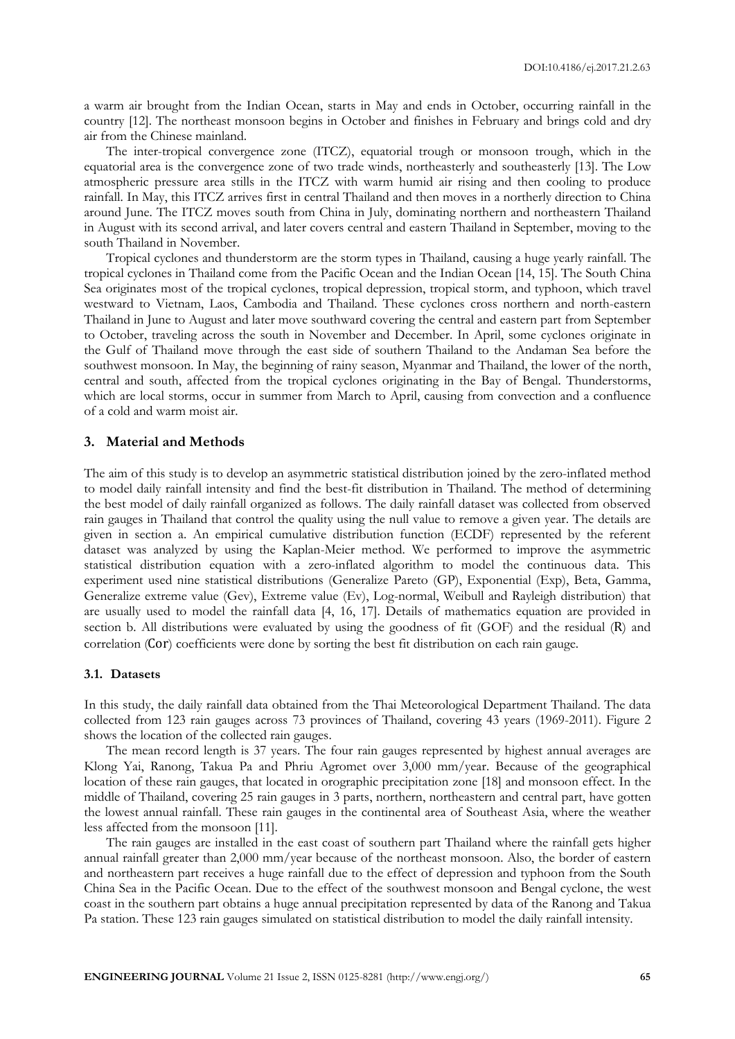a warm air brought from the Indian Ocean, starts in May and ends in October, occurring rainfall in the country [12]. The northeast monsoon begins in October and finishes in February and brings cold and dry air from the Chinese mainland.

The inter-tropical convergence zone (ITCZ), equatorial trough or monsoon trough, which in the equatorial area is the convergence zone of two trade winds, northeasterly and southeasterly [13]. The Low atmospheric pressure area stills in the ITCZ with warm humid air rising and then cooling to produce rainfall. In May, this ITCZ arrives first in central Thailand and then moves in a northerly direction to China around June. The ITCZ moves south from China in July, dominating northern and northeastern Thailand in August with its second arrival, and later covers central and eastern Thailand in September, moving to the south Thailand in November.

Tropical cyclones and thunderstorm are the storm types in Thailand, causing a huge yearly rainfall. The tropical cyclones in Thailand come from the Pacific Ocean and the Indian Ocean [14, 15]. The South China Sea originates most of the tropical cyclones, tropical depression, tropical storm, and typhoon, which travel westward to Vietnam, Laos, Cambodia and Thailand. These cyclones cross northern and north-eastern Thailand in June to August and later move southward covering the central and eastern part from September to October, traveling across the south in November and December. In April, some cyclones originate in the Gulf of Thailand move through the east side of southern Thailand to the Andaman Sea before the southwest monsoon. In May, the beginning of rainy season, Myanmar and Thailand, the lower of the north, central and south, affected from the tropical cyclones originating in the Bay of Bengal. Thunderstorms, which are local storms, occur in summer from March to April, causing from convection and a confluence of a cold and warm moist air.

## 3. Material and Methods

The aim of this study is to develop an asymmetric statistical distribution joined by the zero-inflated method to model daily rainfall intensity and find the best-fit distribution in Thailand. The method of determining the best model of daily rainfall organized as follows. The daily rainfall dataset was collected from observed rain gauges in Thailand that control the quality using the null value to remove a given year. The details are given in section a. An empirical cumulative distribution function (ECDF) represented by the referent dataset was analyzed by using the Kaplan-Meier method. We performed to improve the asymmetric statistical distribution equation with a zero-inflated algorithm to model the continuous data. This experiment used nine statistical distributions (Generalize Pareto (GP), Exponential (Exp), Beta, Gamma, Generalize extreme value (Gev), Extreme value (Ev), Log-normal, Weibull and Rayleigh distribution) that are usually used to model the rainfall data [4, 16, 17]. Details of mathematics equation are provided in section b. All distributions were evaluated by using the goodness of fit (GOF) and the residual ($R$) and correlation ($Cor$) coefficients were done by sorting the best fit distribution on each rain gauge.

### 3.1. Datasets

In this study, the daily rainfall data obtained from the Thai Meteorological Department Thailand. The data collected from 123 rain gauges across 73 provinces of Thailand, covering 43 years (1969-2011). Figure 2 shows the location of the collected rain gauges.

The mean record length is 37 years. The four rain gauges represented by highest annual averages are Klong Yai, Ranong, Takua Pa and Phriu Agromet over 3,000 mm/year. Because of the geographical location of these rain gauges, that located in orographic precipitation zone [18] and monsoon effect. In the middle of Thailand, covering 25 rain gauges in 3 parts, northern, northeastern and central part, have gotten the lowest annual rainfall. These rain gauges in the continental area of Southeast Asia, where the weather less affected from the monsoon [11].

The rain gauges are installed in the east coast of southern part Thailand where the rainfall gets higher annual rainfall greater than 2,000 mm/year because of the northeast monsoon. Also, the border of eastern and northeastern part receives a huge rainfall due to the effect of depression and typhoon from the South China Sea in the Pacific Ocean. Due to the effect of the southwest monsoon and Bengal cyclone, the west coast in the southern part obtains a huge annual precipitation represented by data of the Ranong and Takua Pa station. These 123 rain gauges simulated on statistical distribution to model the daily rainfall intensity.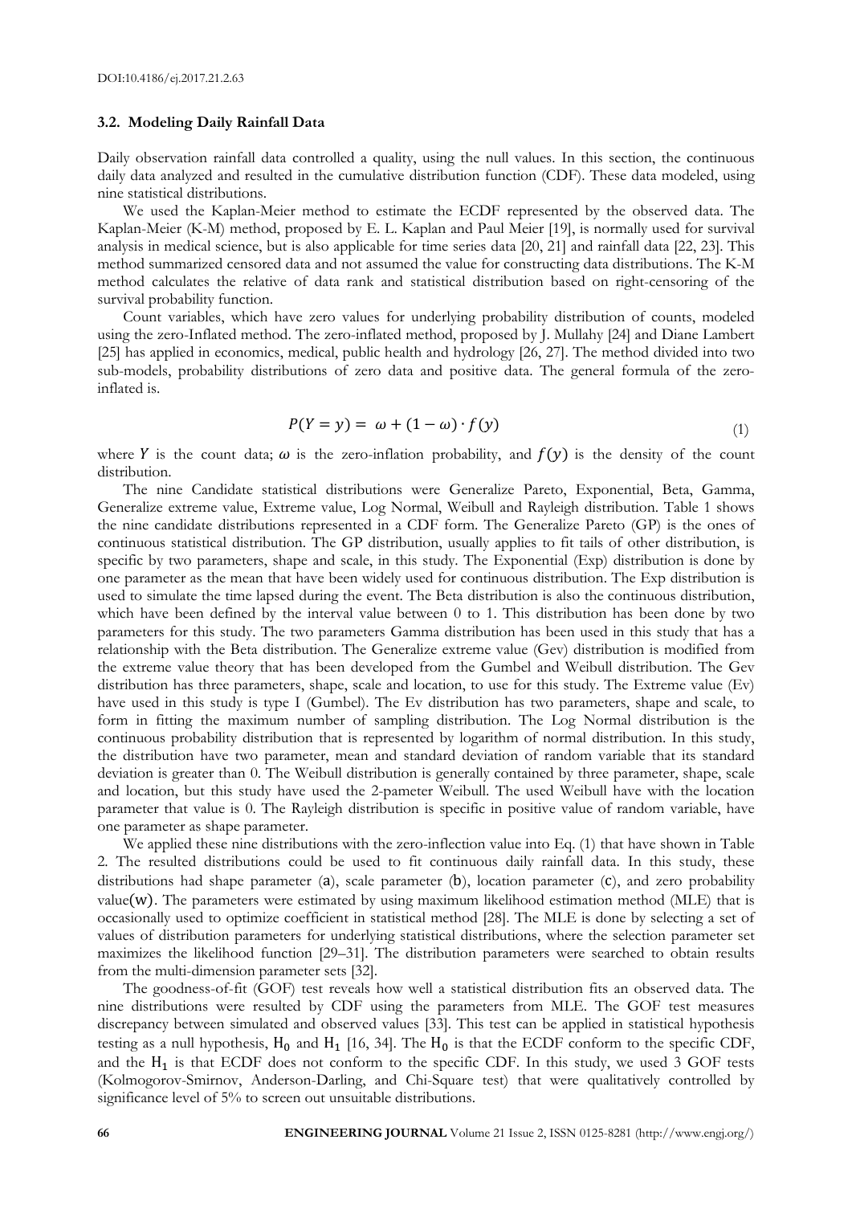### 3.2. Modeling Daily Rainfall Data

Daily observation rainfall data controlled a quality, using the null values. In this section, the continuous daily data analyzed and resulted in the cumulative distribution function (CDF). These data modeled, using nine statistical distributions.

We used the Kaplan-Meier method to estimate the ECDF represented by the observed data. The Kaplan-Meier (K-M) method, proposed by E. L. Kaplan and Paul Meier [19], is normally used for survival analysis in medical science, but is also applicable for time series data [20, 21] and rainfall data [22, 23]. This method summarized censored data and not assumed the value for constructing data distributions. The K-M method calculates the relative of data rank and statistical distribution based on right-censoring of the survival probability function.

Count variables, which have zero values for underlying probability distribution of counts, modeled using the zero-Inflated method. The zero-inflated method, proposed by J. Mullahy [24] and Diane Lambert [25] has applied in economics, medical, public health and hydrology [26, 27]. The method divided into two sub-models, probability distributions of zero data and positive data. The general formula of the zero-inflated is.

$$P(Y = y) = \omega + (1 - \omega) \cdot f(y) \tag{1}$$

where $Y$ is the count data; $\omega$ is the zero-inflation probability, and $f(y)$ is the density of the count distribution.

The nine Candidate statistical distributions were Generalize Pareto, Exponential, Beta, Gamma, Generalize extreme value, Extreme value, Log Normal, Weibull and Rayleigh distribution. Table 1 shows the nine candidate distributions represented in a CDF form. The Generalize Pareto (GP) is the ones of continuous statistical distribution. The GP distribution, usually applies to fit tails of other distribution, is specific by two parameters, shape and scale, in this study. The Exponential (Exp) distribution is done by one parameter as the mean that have been widely used for continuous distribution. The Exp distribution is used to simulate the time lapsed during the event. The Beta distribution is also the continuous distribution, which have been defined by the interval value between 0 to 1. This distribution has been done by two parameters for this study. The two parameters Gamma distribution has been used in this study that has a relationship with the Beta distribution. The Generalize extreme value (Gev) distribution is modified from the extreme value theory that has been developed from the Gumbel and Weibull distribution. The Gev distribution has three parameters, shape, scale and location, to use for this study. The Extreme value (Ev) have used in this study is type I (Gumbel). The Ev distribution has two parameters, shape and scale, to form in fitting the maximum number of sampling distribution. The Log Normal distribution is the continuous probability distribution that is represented by logarithm of normal distribution. In this study, the distribution have two parameter, mean and standard deviation of random variable that its standard deviation is greater than 0. The Weibull distribution is generally contained by three parameter, shape, scale and location, but this study have used the 2-pameter Weibull. The used Weibull have with the location parameter that value is 0. The Rayleigh distribution is specific in positive value of random variable, have one parameter as shape parameter.

We applied these nine distributions with the zero-inflection value into Eq. (1) that have shown in Table 2. The resulted distributions could be used to fit continuous daily rainfall data. In this study, these distributions had shape parameter ($a$), scale parameter ($b$), location parameter ($c$), and zero probability value($w$). The parameters were estimated by using maximum likelihood estimation method (MLE) that is occasionally used to optimize coefficient in statistical method [28]. The MLE is done by selecting a set of values of distribution parameters for underlying statistical distributions, where the selection parameter set maximizes the likelihood function [29–31]. The distribution parameters were searched to obtain results from the multi-dimension parameter sets [32].

The goodness-of-fit (GOF) test reveals how well a statistical distribution fits an observed data. The nine distributions were resulted by CDF using the parameters from MLE. The GOF test measures discrepancy between simulated and observed values [33]. This test can be applied in statistical hypothesis testing as a null hypothesis, $H_0$ and $H_1$ [16, 34]. The $H_0$ is that the ECDF conform to the specific CDF, and the $H_1$ is that ECDF does not conform to the specific CDF. In this study, we used 3 GOF tests (Kolmogorov-Smirnov, Anderson-Darling, and Chi-Square test) that were qualitatively controlled by significance level of 5% to screen out unsuitable distributions.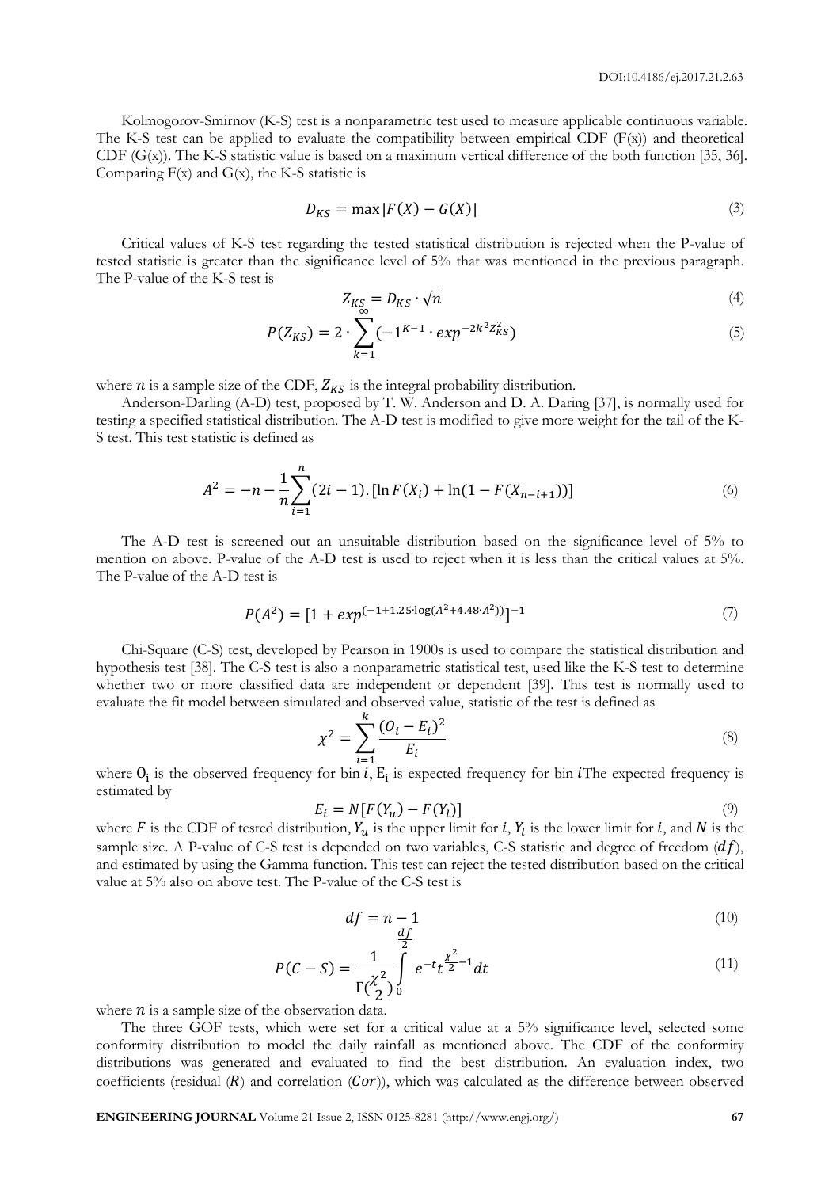Kolmogorov-Smirnov (K-S) test is a nonparametric test used to measure applicable continuous variable. The K-S test can be applied to evaluate the compatibility between empirical CDF (F(x)) and theoretical CDF (G(x)). The K-S statistic value is based on a maximum vertical difference of the both function [35, 36]. Comparing F(x) and G(x), the K-S statistic is

$$D_{KS} = \max|F(X) - G(X)| \tag{3}$$

Critical values of K-S test regarding the tested statistical distribution is rejected when the P-value of tested statistic is greater than the significance level of 5% that was mentioned in the previous paragraph. The P-value of the K-S test is

$$Z_{KS} = D_{KS} \cdot \sqrt{n} \tag{4}$$

$$P(Z_{KS}) = 2 \cdot \sum_{k=1}^{\infty} (-1^{K-1} \cdot exp^{-2k^2 Z_{KS}^2}) \tag{5}$$

where $n$ is a sample size of the CDF, $Z_{KS}$ is the integral probability distribution.

Anderson-Darling (A-D) test, proposed by T. W. Anderson and D. A. Daring [37], is normally used for testing a specified statistical distribution. The A-D test is modified to give more weight for the tail of the K-S test. This test statistic is defined as

$$A^2 = -n - \frac{1}{n}\sum_{i=1}^{n}(2i-1).[\ln F(X_i) + \ln(1 - F(X_{n-i+1}))] \tag{6}$$

The A-D test is screened out an unsuitable distribution based on the significance level of 5% to mention on above. P-value of the A-D test is used to reject when it is less than the critical values at 5%. The P-value of the A-D test is

$$P(A^2) = [1 + exp^{(-1+1.25 \cdot \log(A^2 + 4.48 \cdot A^2))}]^{-1} \tag{7}$$

Chi-Square (C-S) test, developed by Pearson in 1900s is used to compare the statistical distribution and hypothesis test [38]. The C-S test is also a nonparametric statistical test, used like the K-S test to determine whether two or more classified data are independent or dependent [39]. This test is normally used to evaluate the fit model between simulated and observed value, statistic of the test is defined as

$$\chi^2 = \sum_{i=1}^{k} \frac{(O_i - E_i)^2}{E_i} \tag{8}$$

where $O_i$ is the observed frequency for bin $i$, $E_i$ is expected frequency for bin $i$The expected frequency is estimated by

$$E_i = N[F(Y_u) - F(Y_l)] \tag{9}$$

where $F$ is the CDF of tested distribution, $Y_u$ is the upper limit for $i$, $Y_l$ is the lower limit for $i$, and $N$ is the sample size. A P-value of C-S test is depended on two variables, C-S statistic and degree of freedom ($df$), and estimated by using the Gamma function. This test can reject the tested distribution based on the critical value at 5% also on above test. The P-value of the C-S test is

$$df = n - 1 \tag{10}$$

$$P(C-S) = \frac{1}{\Gamma(\frac{\chi^2}{2})}\int_0^{\frac{df}{2}} e^{-t} t^{\frac{\chi^2}{2}-1} dt \tag{11}$$

where $n$ is a sample size of the observation data.

The three GOF tests, which were set for a critical value at a 5% significance level, selected some conformity distribution to model the daily rainfall as mentioned above. The CDF of the conformity distributions was generated and evaluated to find the best distribution. An evaluation index, two coefficients (residual ($R$) and correlation ($Cor$)), which was calculated as the difference between observed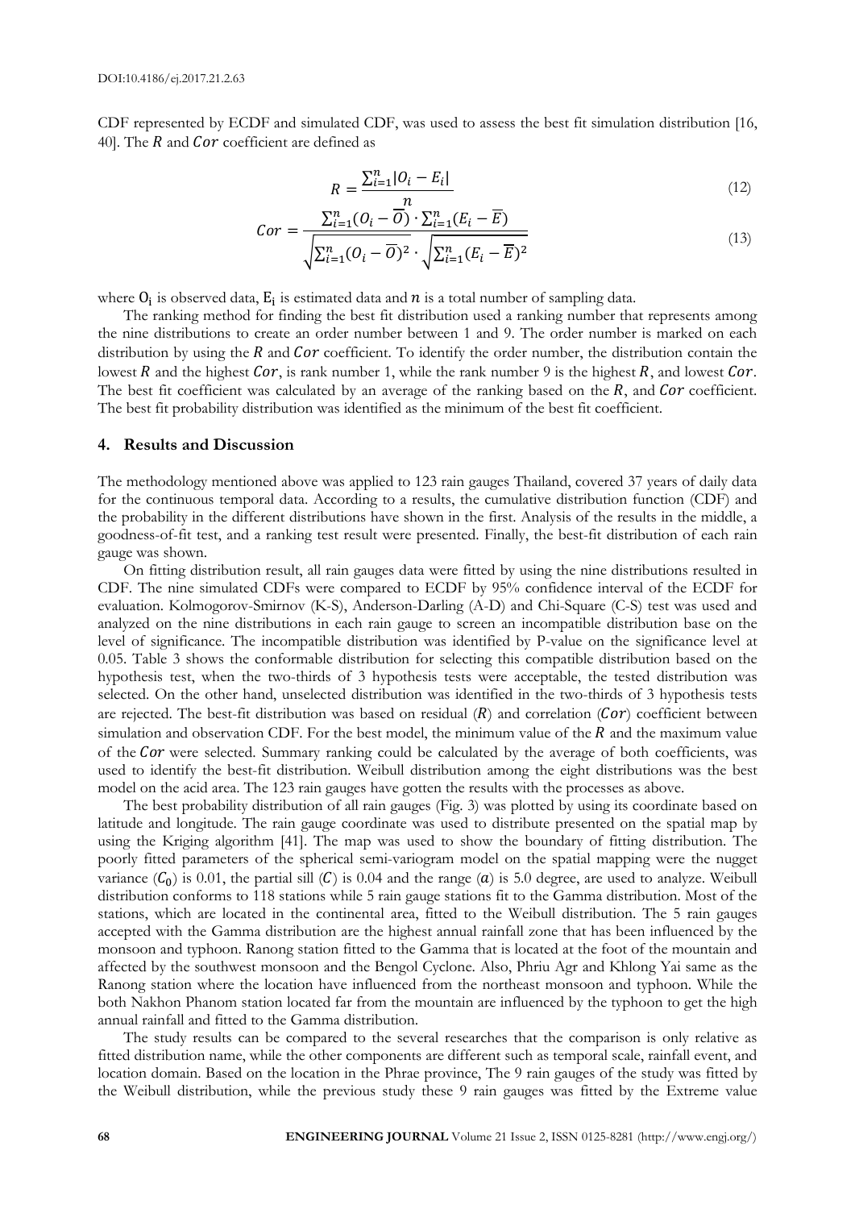CDF represented by ECDF and simulated CDF, was used to assess the best fit simulation distribution [16, 40]. The $R$ and $Cor$ coefficient are defined as

$$R = \frac{\sum_{i=1}^{n} |O_i - E_i|}{n} \tag{12}$$

$$Cor = \frac{\sum_{i=1}^{n} (O_i - \overline{O}) \cdot \sum_{i=1}^{n} (E_i - \overline{E})}{\sqrt{\sum_{i=1}^{n} (O_i - \overline{O})^2} \cdot \sqrt{\sum_{i=1}^{n} (E_i - \overline{E})^2}} \tag{13}$$

where $O_i$ is observed data, $E_i$ is estimated data and $n$ is a total number of sampling data.

The ranking method for finding the best fit distribution used a ranking number that represents among the nine distributions to create an order number between 1 and 9. The order number is marked on each distribution by using the $R$ and $Cor$ coefficient. To identify the order number, the distribution contain the lowest $R$ and the highest $Cor$, is rank number 1, while the rank number 9 is the highest $R$, and lowest $Cor$. The best fit coefficient was calculated by an average of the ranking based on the $R$, and $Cor$ coefficient. The best fit probability distribution was identified as the minimum of the best fit coefficient.

## 4. Results and Discussion

The methodology mentioned above was applied to 123 rain gauges Thailand, covered 37 years of daily data for the continuous temporal data. According to a results, the cumulative distribution function (CDF) and the probability in the different distributions have shown in the first. Analysis of the results in the middle, a goodness-of-fit test, and a ranking test result were presented. Finally, the best-fit distribution of each rain gauge was shown.

On fitting distribution result, all rain gauges data were fitted by using the nine distributions resulted in CDF. The nine simulated CDFs were compared to ECDF by 95% confidence interval of the ECDF for evaluation. Kolmogorov-Smirnov (K-S), Anderson-Darling (A-D) and Chi-Square (C-S) test was used and analyzed on the nine distributions in each rain gauge to screen an incompatible distribution base on the level of significance. The incompatible distribution was identified by P-value on the significance level at 0.05. Table 3 shows the conformable distribution for selecting this compatible distribution based on the hypothesis test, when the two-thirds of 3 hypothesis tests were acceptable, the tested distribution was selected. On the other hand, unselected distribution was identified in the two-thirds of 3 hypothesis tests are rejected. The best-fit distribution was based on residual ($R$) and correlation ($Cor$) coefficient between simulation and observation CDF. For the best model, the minimum value of the $R$ and the maximum value of the $Cor$ were selected. Summary ranking could be calculated by the average of both coefficients, was used to identify the best-fit distribution. Weibull distribution among the eight distributions was the best model on the acid area. The 123 rain gauges have gotten the results with the processes as above.

The best probability distribution of all rain gauges (Fig. 3) was plotted by using its coordinate based on latitude and longitude. The rain gauge coordinate was used to distribute presented on the spatial map by using the Kriging algorithm [41]. The map was used to show the boundary of fitting distribution. The poorly fitted parameters of the spherical semi-variogram model on the spatial mapping were the nugget variance ($C_0$) is 0.01, the partial sill ($C$) is 0.04 and the range ($a$) is 5.0 degree, are used to analyze. Weibull distribution conforms to 118 stations while 5 rain gauge stations fit to the Gamma distribution. Most of the stations, which are located in the continental area, fitted to the Weibull distribution. The 5 rain gauges accepted with the Gamma distribution are the highest annual rainfall zone that has been influenced by the monsoon and typhoon. Ranong station fitted to the Gamma that is located at the foot of the mountain and affected by the southwest monsoon and the Bengol Cyclone. Also, Phriu Agr and Khlong Yai same as the Ranong station where the location have influenced from the northeast monsoon and typhoon. While the both Nakhon Phanom station located far from the mountain are influenced by the typhoon to get the high annual rainfall and fitted to the Gamma distribution.

The study results can be compared to the several researches that the comparison is only relative as fitted distribution name, while the other components are different such as temporal scale, rainfall event, and location domain. Based on the location in the Phrae province, The 9 rain gauges of the study was fitted by the Weibull distribution, while the previous study these 9 rain gauges was fitted by the Extreme value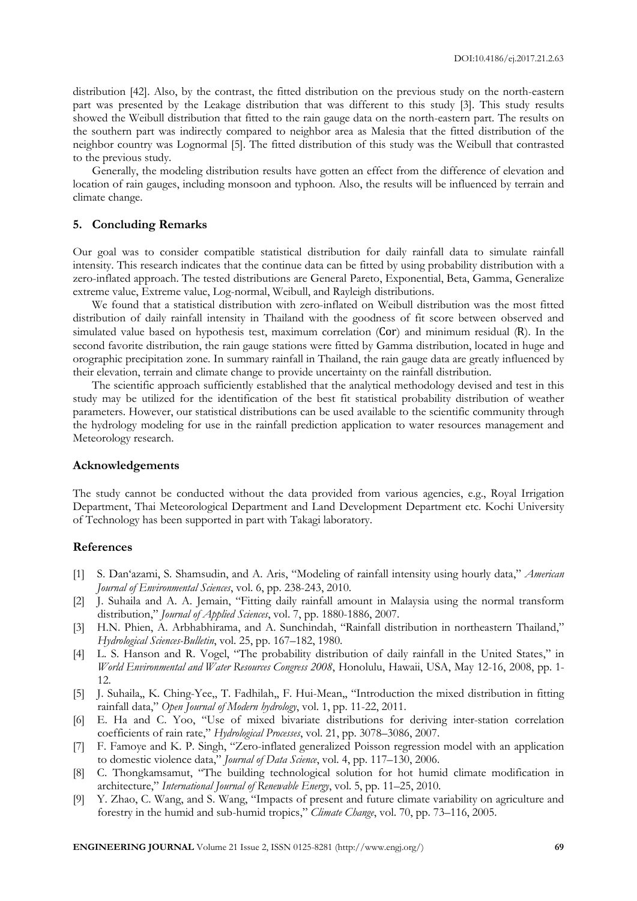distribution [42]. Also, by the contrast, the fitted distribution on the previous study on the north-eastern part was presented by the Leakage distribution that was different to this study [3]. This study results showed the Weibull distribution that fitted to the rain gauge data on the north-eastern part. The results on the southern part was indirectly compared to neighbor area as Malesia that the fitted distribution of the neighbor country was Lognormal [5]. The fitted distribution of this study was the Weibull that contrasted to the previous study.

Generally, the modeling distribution results have gotten an effect from the difference of elevation and location of rain gauges, including monsoon and typhoon. Also, the results will be influenced by terrain and climate change.

## 5. Concluding Remarks

Our goal was to consider compatible statistical distribution for daily rainfall data to simulate rainfall intensity. This research indicates that the continue data can be fitted by using probability distribution with a zero-inflated approach. The tested distributions are General Pareto, Exponential, Beta, Gamma, Generalize extreme value, Extreme value, Log-normal, Weibull, and Rayleigh distributions.

We found that a statistical distribution with zero-inflated on Weibull distribution was the most fitted distribution of daily rainfall intensity in Thailand with the goodness of fit score between observed and simulated value based on hypothesis test, maximum correlation (Cor) and minimum residual (R). In the second favorite distribution, the rain gauge stations were fitted by Gamma distribution, located in huge and orographic precipitation zone. In summary rainfall in Thailand, the rain gauge data are greatly influenced by their elevation, terrain and climate change to provide uncertainty on the rainfall distribution.

The scientific approach sufficiently established that the analytical methodology devised and test in this study may be utilized for the identification of the best fit statistical probability distribution of weather parameters. However, our statistical distributions can be used available to the scientific community through the hydrology modeling for use in the rainfall prediction application to water resources management and Meteorology research.

## Acknowledgements

The study cannot be conducted without the data provided from various agencies, e.g., Royal Irrigation Department, Thai Meteorological Department and Land Development Department etc. Kochi University of Technology has been supported in part with Takagi laboratory.

## References

[1] S. Dan'azami, S. Shamsudin, and A. Aris, "Modeling of rainfall intensity using hourly data," *American Journal of Environmental Sciences*, vol. 6, pp. 238-243, 2010.

[2] J. Suhaila and A. A. Jemain, "Fitting daily rainfall amount in Malaysia using the normal transform distribution," *Journal of Applied Sciences*, vol. 7, pp. 1880-1886, 2007.

[3] H.N. Phien, A. Arbhabhirama, and A. Sunchindah, "Rainfall distribution in northeastern Thailand," *Hydrological Sciences-Bulletin*, vol. 25, pp. 167–182, 1980.

[4] L. S. Hanson and R. Vogel, "The probability distribution of daily rainfall in the United States," in *World Environmental and Water Resources Congress 2008*, Honolulu, Hawaii, USA, May 12-16, 2008, pp. 1-12.

[5] J. Suhaila,, K. Ching-Yee,, T. Fadhilah,, F. Hui-Mean,, "Introduction the mixed distribution in fitting rainfall data," *Open Journal of Modern hydrology*, vol. 1, pp. 11-22, 2011.

[6] E. Ha and C. Yoo, "Use of mixed bivariate distributions for deriving inter-station correlation coefficients of rain rate," *Hydrological Processes*, vol. 21, pp. 3078–3086, 2007.

[7] F. Famoye and K. P. Singh, "Zero-inflated generalized Poisson regression model with an application to domestic violence data," *Journal of Data Science*, vol. 4, pp. 117–130, 2006.

[8] C. Thongkamsamut, "The building technological solution for hot humid climate modification in architecture," *International Journal of Renewable Energy*, vol. 5, pp. 11–25, 2010.

[9] Y. Zhao, C. Wang, and S. Wang, "Impacts of present and future climate variability on agriculture and forestry in the humid and sub-humid tropics," *Climate Change*, vol. 70, pp. 73–116, 2005.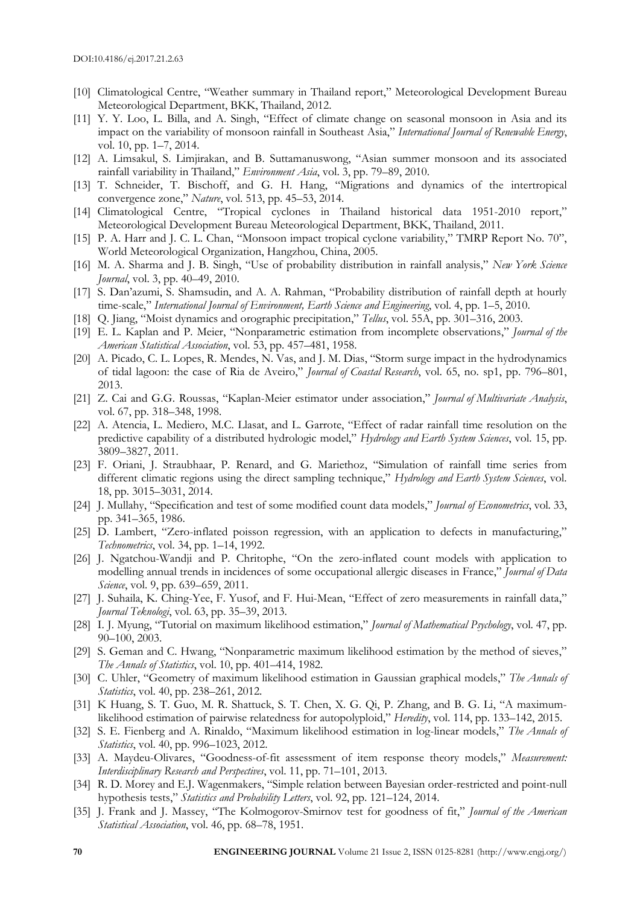[10] Climatological Centre, "Weather summary in Thailand report," Meteorological Development Bureau Meteorological Department, BKK, Thailand, 2012.

[11] Y. Y. Loo, L. Billa, and A. Singh, "Effect of climate change on seasonal monsoon in Asia and its impact on the variability of monsoon rainfall in Southeast Asia," *International Journal of Renewable Energy*, vol. 10, pp. 1–7, 2014.

[12] A. Limsakul, S. Limjirakan, and B. Suttamanuswong, "Asian summer monsoon and its associated rainfall variability in Thailand," *Environment Asia*, vol. 3, pp. 79–89, 2010.

[13] T. Schneider, T. Bischoff, and G. H. Hang, "Migrations and dynamics of the intertropical convergence zone," *Nature*, vol. 513, pp. 45–53, 2014.

[14] Climatological Centre, "Tropical cyclones in Thailand historical data 1951-2010 report," Meteorological Development Bureau Meteorological Department, BKK, Thailand, 2011.

[15] P. A. Harr and J. C. L. Chan, "Monsoon impact tropical cyclone variability," TMRP Report No. 70", World Meteorological Organization, Hangzhou, China, 2005.

[16] M. A. Sharma and J. B. Singh, "Use of probability distribution in rainfall analysis," *New York Science Journal*, vol. 3, pp. 40–49, 2010.

[17] S. Dan'azumi, S. Shamsudin, and A. A. Rahman, "Probability distribution of rainfall depth at hourly time-scale," *International Journal of Environment, Earth Science and Engineering*, vol. 4, pp. 1–5, 2010.

[18] Q. Jiang, "Moist dynamics and orographic precipitation," *Tellus*, vol. 55A, pp. 301–316, 2003.

[19] E. L. Kaplan and P. Meier, "Nonparametric estimation from incomplete observations," *Journal of the American Statistical Association*, vol. 53, pp. 457–481, 1958.

[20] A. Picado, C. L. Lopes, R. Mendes, N. Vas, and J. M. Dias, "Storm surge impact in the hydrodynamics of tidal lagoon: the case of Ria de Aveiro," *Journal of Coastal Research*, vol. 65, no. sp1, pp. 796–801, 2013.

[21] Z. Cai and G.G. Roussas, "Kaplan-Meier estimator under association," *Journal of Multivariate Analysis*, vol. 67, pp. 318–348, 1998.

[22] A. Atencia, L. Mediero, M.C. Llasat, and L. Garrote, "Effect of radar rainfall time resolution on the predictive capability of a distributed hydrologic model," *Hydrology and Earth System Sciences*, vol. 15, pp. 3809–3827, 2011.

[23] F. Oriani, J. Straubhaar, P. Renard, and G. Mariethoz, "Simulation of rainfall time series from different climatic regions using the direct sampling technique," *Hydrology and Earth System Sciences*, vol. 18, pp. 3015–3031, 2014.

[24] J. Mullahy, "Specification and test of some modified count data models," *Journal of Econometrics*, vol. 33, pp. 341–365, 1986.

[25] D. Lambert, "Zero-inflated poisson regression, with an application to defects in manufacturing," *Technometrics*, vol. 34, pp. 1–14, 1992.

[26] J. Ngatchou-Wandji and P. Chritophe, "On the zero-inflated count models with application to modelling annual trends in incidences of some occupational allergic diseases in France," *Journal of Data Science*, vol. 9, pp. 639–659, 2011.

[27] J. Suhaila, K. Ching-Yee, F. Yusof, and F. Hui-Mean, "Effect of zero measurements in rainfall data," *Journal Teknologi*, vol. 63, pp. 35–39, 2013.

[28] I. J. Myung, "Tutorial on maximum likelihood estimation," *Journal of Mathematical Psychology*, vol. 47, pp. 90–100, 2003.

[29] S. Geman and C. Hwang, "Nonparametric maximum likelihood estimation by the method of sieves," *The Annals of Statistics*, vol. 10, pp. 401–414, 1982.

[30] C. Uhler, "Geometry of maximum likelihood estimation in Gaussian graphical models," *The Annals of Statistics*, vol. 40, pp. 238–261, 2012.

[31] K Huang, S. T. Guo, M. R. Shattuck, S. T. Chen, X. G. Qi, P. Zhang, and B. G. Li, "A maximum-likelihood estimation of pairwise relatedness for autopolyploid," *Heredity*, vol. 114, pp. 133–142, 2015.

[32] S. E. Fienberg and A. Rinaldo, "Maximum likelihood estimation in log-linear models," *The Annals of Statistics*, vol. 40, pp. 996–1023, 2012.

[33] A. Maydeu-Olivares, "Goodness-of-fit assessment of item response theory models," *Measurement: Interdisciplinary Research and Perspectives*, vol. 11, pp. 71–101, 2013.

[34] R. D. Morey and E.J. Wagenmakers, "Simple relation between Bayesian order-restricted and point-null hypothesis tests," *Statistics and Probability Letters*, vol. 92, pp. 121–124, 2014.

[35] J. Frank and J. Massey, "The Kolmogorov-Smirnov test for goodness of fit," *Journal of the American Statistical Association*, vol. 46, pp. 68–78, 1951.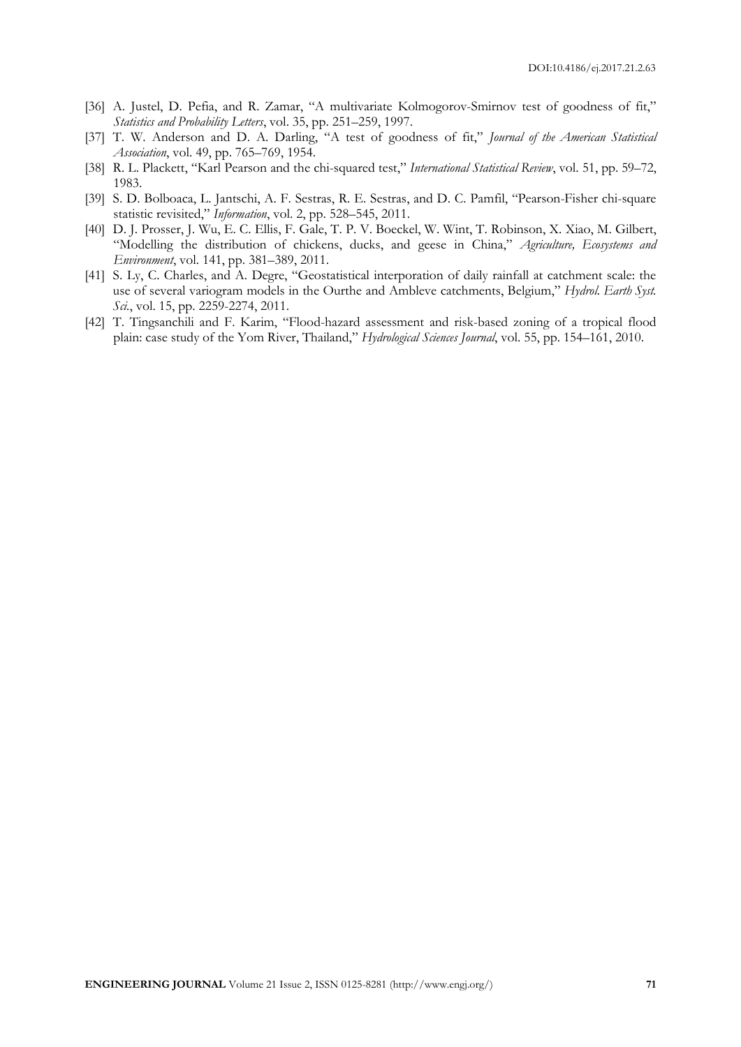[36] A. Justel, D. Pefia, and R. Zamar, "A multivariate Kolmogorov-Smirnov test of goodness of fit," *Statistics and Probability Letters*, vol. 35, pp. 251–259, 1997.

[37] T. W. Anderson and D. A. Darling, "A test of goodness of fit," *Journal of the American Statistical Association*, vol. 49, pp. 765–769, 1954.

[38] R. L. Plackett, "Karl Pearson and the chi-squared test," *International Statistical Review*, vol. 51, pp. 59–72, 1983.

[39] S. D. Bolboaca, L. Jantschi, A. F. Sestras, R. E. Sestras, and D. C. Pamfil, "Pearson-Fisher chi-square statistic revisited," *Information*, vol. 2, pp. 528–545, 2011.

[40] D. J. Prosser, J. Wu, E. C. Ellis, F. Gale, T. P. V. Boeckel, W. Wint, T. Robinson, X. Xiao, M. Gilbert, "Modelling the distribution of chickens, ducks, and geese in China," *Agriculture, Ecosystems and Environment*, vol. 141, pp. 381–389, 2011.

[41] S. Ly, C. Charles, and A. Degre, "Geostatistical interporation of daily rainfall at catchment scale: the use of several variogram models in the Ourthe and Ambleve catchments, Belgium," *Hydrol. Earth Syst. Sci.*, vol. 15, pp. 2259-2274, 2011.

[42] T. Tingsanchili and F. Karim, "Flood-hazard assessment and risk-based zoning of a tropical flood plain: case study of the Yom River, Thailand," *Hydrological Sciences Journal*, vol. 55, pp. 154–161, 2010.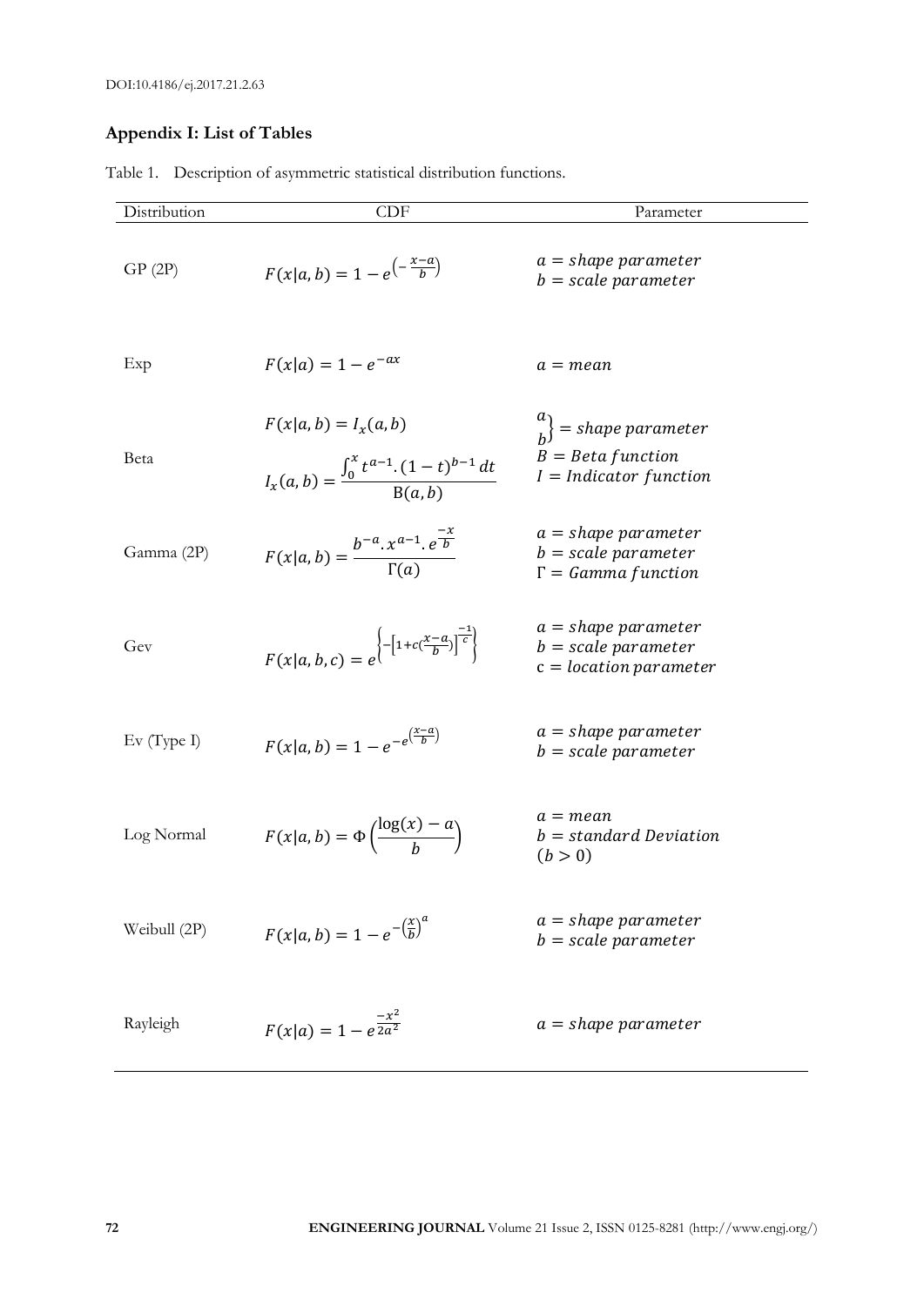## Appendix I: List of Tables

Table 1. Description of asymmetric statistical distribution functions.

| Distribution | CDF | Parameter |
|---|---|---|
| GP (2P) | $F(x\|a,b) = 1 - e^{\left(-\frac{x-a}{b}\right)}$ | $a = shape\ parameter$ <br> $b = scale\ parameter$ |
| Exp | $F(x\|a) = 1 - e^{-ax}$ | $a = mean$ |
| Beta | $F(x\|a,b) = I_x(a,b)$ <br> $I_x(a,b) = \frac{\int_0^x t^{a-1}.(1-t)^{b-1}\,dt}{B(a,b)}$ | $\left.\begin{matrix} a \\ b \end{matrix}\right\} = shape\ parameter$ <br> $B = Beta\ function$ <br> $I = Indicator\ function$ |
| Gamma (2P) | $F(x\|a,b) = \frac{b^{-a}.x^{a-1}.e^{\frac{-x}{b}}}{\Gamma(a)}$ | $a = shape\ parameter$ <br> $b = scale\ parameter$ <br> $\Gamma = Gamma\ function$ |
| Gev | $F(x\|a,b,c) = e^{\left\{-\left[1+c\left(\frac{x-a}{b}\right)\right]^{\frac{-1}{c}}\right\}}$ | $a = shape\ parameter$ <br> $b = scale\ parameter$ <br> $c = location\ parameter$ |
| Ev (Type I) | $F(x\|a,b) = 1 - e^{-e^{\left(\frac{x-a}{b}\right)}}$ | $a = shape\ parameter$ <br> $b = scale\ parameter$ |
| Log Normal | $F(x\|a,b) = \Phi\left(\frac{\log(x) - a}{b}\right)$ | $a = mean$ <br> $b = standard\ Deviation$ <br> $(b > 0)$ |
| Weibull (2P) | $F(x\|a,b) = 1 - e^{-\left(\frac{x}{b}\right)^a}$ | $a = shape\ parameter$ <br> $b = scale\ parameter$ |
| Rayleigh | $F(x\|a) = 1 - e^{\frac{-x^2}{2a^2}}$ | $a = shape\ parameter$ |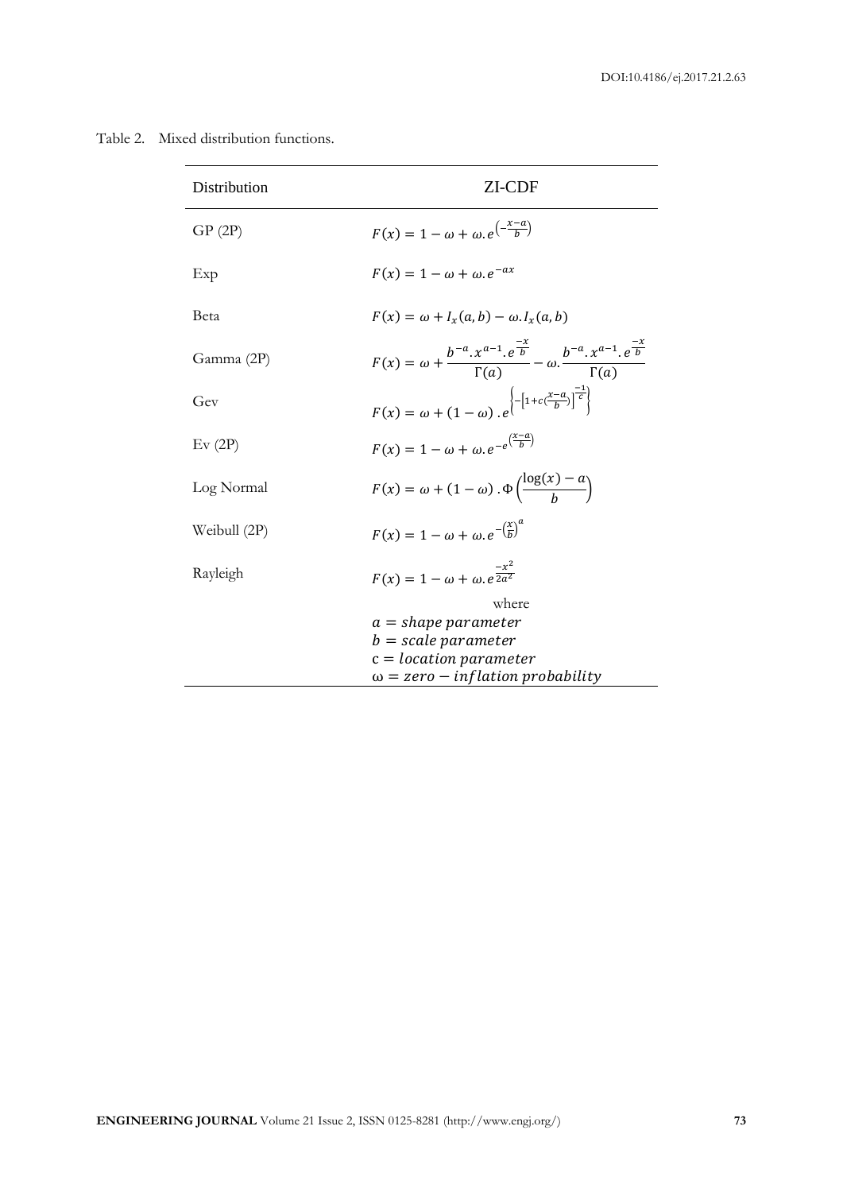Table 2. Mixed distribution functions.

| Distribution | ZI-CDF |
|---|---|
| GP (2P) | $F(x) = 1 - \omega + \omega . e^{\left(-\frac{x-a}{b}\right)}$ |
| Exp | $F(x) = 1 - \omega + \omega . e^{-ax}$ |
| Beta | $F(x) = \omega + I_x(a, b) - \omega . I_x(a, b)$ |
| Gamma (2P) | $F(x) = \omega + \dfrac{b^{-a} . x^{a-1} . e^{\frac{-x}{b}}}{\Gamma(a)} - \omega . \dfrac{b^{-a} . x^{a-1} . e^{\frac{-x}{b}}}{\Gamma(a)}$ |
| Gev | $F(x) = \omega + (1 - \omega) . e^{\left\{-\left[1 + c\left(\frac{x-a}{b}\right)\right]^{\frac{-1}{c}}\right\}}$ |
| Ev (2P) | $F(x) = 1 - \omega + \omega . e^{-e^{\left(\frac{x-a}{b}\right)}}$ |
| Log Normal | $F(x) = \omega + (1 - \omega) . \Phi\left(\dfrac{\log(x) - a}{b}\right)$ |
| Weibull (2P) | $F(x) = 1 - \omega + \omega . e^{-\left(\frac{x}{b}\right)^{a}}$ |
| Rayleigh | $F(x) = 1 - \omega + \omega . e^{\frac{-x^2}{2a^2}}$ |
| | where<br>$a = shape\ parameter$<br>$b = scale\ parameter$<br>$c = location\ parameter$<br>$\omega = zero - inflation\ probability$ |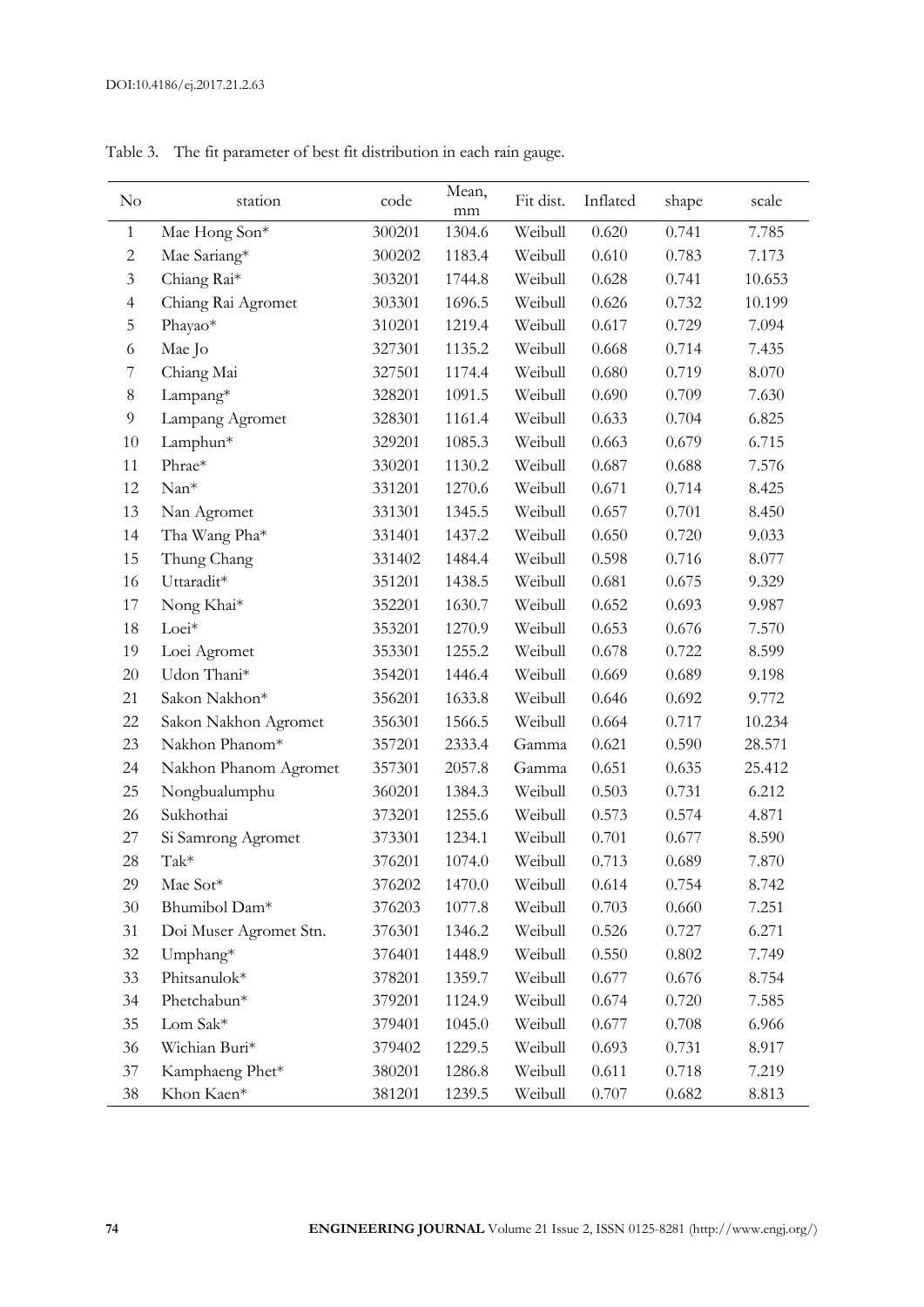Table 3. The fit parameter of best fit distribution in each rain gauge.

| No | station | code | Mean, mm | Fit dist. | Inflated | shape | scale |
|---|---|---|---|---|---|---|---|
| 1 | Mae Hong Son* | 300201 | 1304.6 | Weibull | 0.620 | 0.741 | 7.785 |
| 2 | Mae Sariang* | 300202 | 1183.4 | Weibull | 0.610 | 0.783 | 7.173 |
| 3 | Chiang Rai* | 303201 | 1744.8 | Weibull | 0.628 | 0.741 | 10.653 |
| 4 | Chiang Rai Agromet | 303301 | 1696.5 | Weibull | 0.626 | 0.732 | 10.199 |
| 5 | Phayao* | 310201 | 1219.4 | Weibull | 0.617 | 0.729 | 7.094 |
| 6 | Mae Jo | 327301 | 1135.2 | Weibull | 0.668 | 0.714 | 7.435 |
| 7 | Chiang Mai | 327501 | 1174.4 | Weibull | 0.680 | 0.719 | 8.070 |
| 8 | Lampang* | 328201 | 1091.5 | Weibull | 0.690 | 0.709 | 7.630 |
| 9 | Lampang Agromet | 328301 | 1161.4 | Weibull | 0.633 | 0.704 | 6.825 |
| 10 | Lamphun* | 329201 | 1085.3 | Weibull | 0.663 | 0.679 | 6.715 |
| 11 | Phrae* | 330201 | 1130.2 | Weibull | 0.687 | 0.688 | 7.576 |
| 12 | Nan* | 331201 | 1270.6 | Weibull | 0.671 | 0.714 | 8.425 |
| 13 | Nan Agromet | 331301 | 1345.5 | Weibull | 0.657 | 0.701 | 8.450 |
| 14 | Tha Wang Pha* | 331401 | 1437.2 | Weibull | 0.650 | 0.720 | 9.033 |
| 15 | Thung Chang | 331402 | 1484.4 | Weibull | 0.598 | 0.716 | 8.077 |
| 16 | Uttaradit* | 351201 | 1438.5 | Weibull | 0.681 | 0.675 | 9.329 |
| 17 | Nong Khai* | 352201 | 1630.7 | Weibull | 0.652 | 0.693 | 9.987 |
| 18 | Loei* | 353201 | 1270.9 | Weibull | 0.653 | 0.676 | 7.570 |
| 19 | Loei Agromet | 353301 | 1255.2 | Weibull | 0.678 | 0.722 | 8.599 |
| 20 | Udon Thani* | 354201 | 1446.4 | Weibull | 0.669 | 0.689 | 9.198 |
| 21 | Sakon Nakhon* | 356201 | 1633.8 | Weibull | 0.646 | 0.692 | 9.772 |
| 22 | Sakon Nakhon Agromet | 356301 | 1566.5 | Weibull | 0.664 | 0.717 | 10.234 |
| 23 | Nakhon Phanom* | 357201 | 2333.4 | Gamma | 0.621 | 0.590 | 28.571 |
| 24 | Nakhon Phanom Agromet | 357301 | 2057.8 | Gamma | 0.651 | 0.635 | 25.412 |
| 25 | Nongbualumphu | 360201 | 1384.3 | Weibull | 0.503 | 0.731 | 6.212 |
| 26 | Sukhothai | 373201 | 1255.6 | Weibull | 0.573 | 0.574 | 4.871 |
| 27 | Si Samrong Agromet | 373301 | 1234.1 | Weibull | 0.701 | 0.677 | 8.590 |
| 28 | Tak* | 376201 | 1074.0 | Weibull | 0.713 | 0.689 | 7.870 |
| 29 | Mae Sot* | 376202 | 1470.0 | Weibull | 0.614 | 0.754 | 8.742 |
| 30 | Bhumibol Dam* | 376203 | 1077.8 | Weibull | 0.703 | 0.660 | 7.251 |
| 31 | Doi Muser Agromet Stn. | 376301 | 1346.2 | Weibull | 0.526 | 0.727 | 6.271 |
| 32 | Umphang* | 376401 | 1448.9 | Weibull | 0.550 | 0.802 | 7.749 |
| 33 | Phitsanulok* | 378201 | 1359.7 | Weibull | 0.677 | 0.676 | 8.754 |
| 34 | Phetchabun* | 379201 | 1124.9 | Weibull | 0.674 | 0.720 | 7.585 |
| 35 | Lom Sak* | 379401 | 1045.0 | Weibull | 0.677 | 0.708 | 6.966 |
| 36 | Wichian Buri* | 379402 | 1229.5 | Weibull | 0.693 | 0.731 | 8.917 |
| 37 | Kamphaeng Phet* | 380201 | 1286.8 | Weibull | 0.611 | 0.718 | 7.219 |
| 38 | Khon Kaen* | 381201 | 1239.5 | Weibull | 0.707 | 0.682 | 8.813 |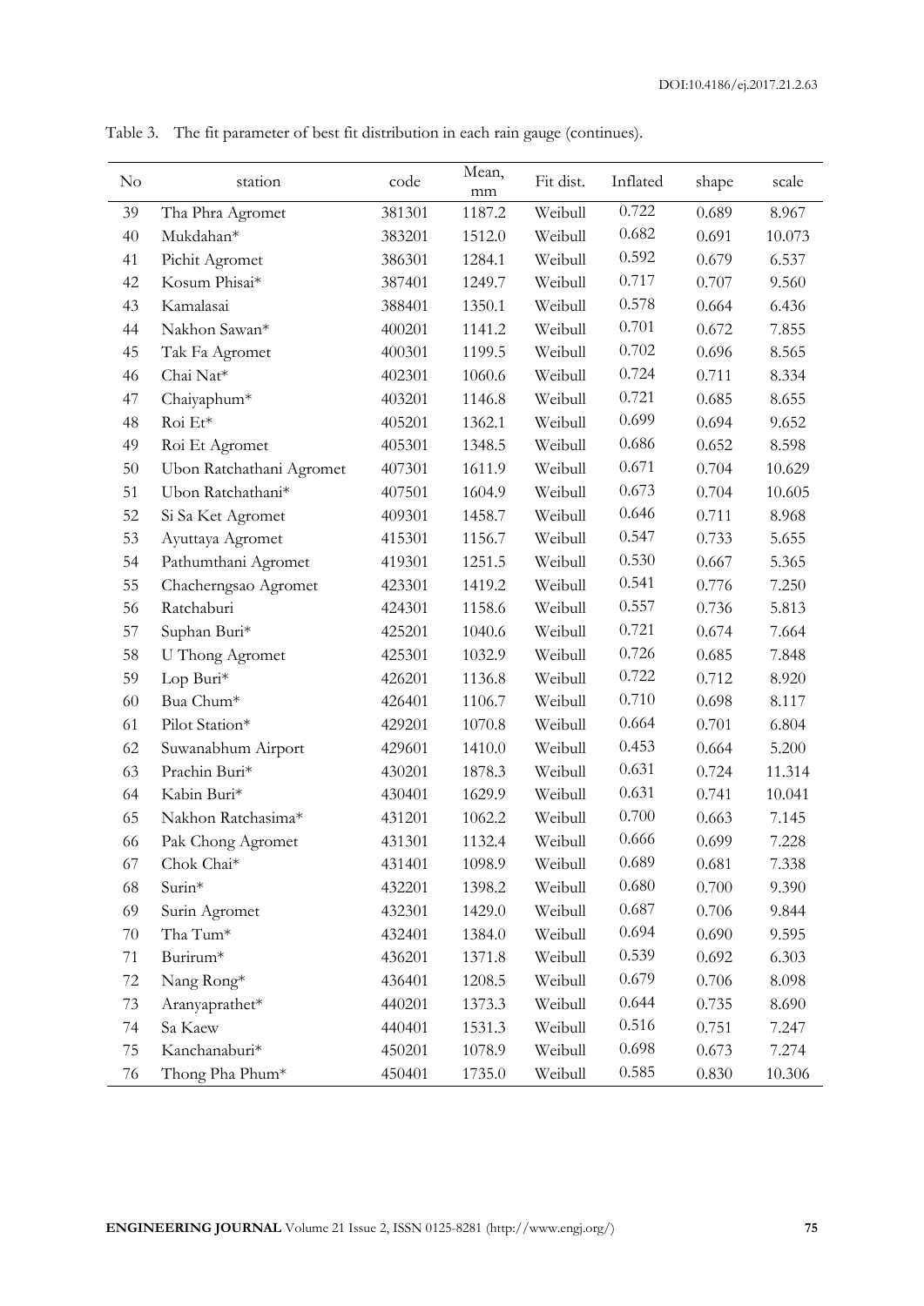Table 3. The fit parameter of best fit distribution in each rain gauge (continues).

| No | station | code | Mean, mm | Fit dist. | Inflated | shape | scale |
|---|---|---|---|---|---|---|---|
| 39 | Tha Phra Agromet | 381301 | 1187.2 | Weibull | 0.722 | 0.689 | 8.967 |
| 40 | Mukdahan* | 383201 | 1512.0 | Weibull | 0.682 | 0.691 | 10.073 |
| 41 | Pichit Agromet | 386301 | 1284.1 | Weibull | 0.592 | 0.679 | 6.537 |
| 42 | Kosum Phisai* | 387401 | 1249.7 | Weibull | 0.717 | 0.707 | 9.560 |
| 43 | Kamalasai | 388401 | 1350.1 | Weibull | 0.578 | 0.664 | 6.436 |
| 44 | Nakhon Sawan* | 400201 | 1141.2 | Weibull | 0.701 | 0.672 | 7.855 |
| 45 | Tak Fa Agromet | 400301 | 1199.5 | Weibull | 0.702 | 0.696 | 8.565 |
| 46 | Chai Nat* | 402301 | 1060.6 | Weibull | 0.724 | 0.711 | 8.334 |
| 47 | Chaiyaphum* | 403201 | 1146.8 | Weibull | 0.721 | 0.685 | 8.655 |
| 48 | Roi Et* | 405201 | 1362.1 | Weibull | 0.699 | 0.694 | 9.652 |
| 49 | Roi Et Agromet | 405301 | 1348.5 | Weibull | 0.686 | 0.652 | 8.598 |
| 50 | Ubon Ratchathani Agromet | 407301 | 1611.9 | Weibull | 0.671 | 0.704 | 10.629 |
| 51 | Ubon Ratchathani* | 407501 | 1604.9 | Weibull | 0.673 | 0.704 | 10.605 |
| 52 | Si Sa Ket Agromet | 409301 | 1458.7 | Weibull | 0.646 | 0.711 | 8.968 |
| 53 | Ayuttaya Agromet | 415301 | 1156.7 | Weibull | 0.547 | 0.733 | 5.655 |
| 54 | Pathumthani Agromet | 419301 | 1251.5 | Weibull | 0.530 | 0.667 | 5.365 |
| 55 | Chacherngsao Agromet | 423301 | 1419.2 | Weibull | 0.541 | 0.776 | 7.250 |
| 56 | Ratchaburi | 424301 | 1158.6 | Weibull | 0.557 | 0.736 | 5.813 |
| 57 | Suphan Buri* | 425201 | 1040.6 | Weibull | 0.721 | 0.674 | 7.664 |
| 58 | U Thong Agromet | 425301 | 1032.9 | Weibull | 0.726 | 0.685 | 7.848 |
| 59 | Lop Buri* | 426201 | 1136.8 | Weibull | 0.722 | 0.712 | 8.920 |
| 60 | Bua Chum* | 426401 | 1106.7 | Weibull | 0.710 | 0.698 | 8.117 |
| 61 | Pilot Station* | 429201 | 1070.8 | Weibull | 0.664 | 0.701 | 6.804 |
| 62 | Suwanabhum Airport | 429601 | 1410.0 | Weibull | 0.453 | 0.664 | 5.200 |
| 63 | Prachin Buri* | 430201 | 1878.3 | Weibull | 0.631 | 0.724 | 11.314 |
| 64 | Kabin Buri* | 430401 | 1629.9 | Weibull | 0.631 | 0.741 | 10.041 |
| 65 | Nakhon Ratchasima* | 431201 | 1062.2 | Weibull | 0.700 | 0.663 | 7.145 |
| 66 | Pak Chong Agromet | 431301 | 1132.4 | Weibull | 0.666 | 0.699 | 7.228 |
| 67 | Chok Chai* | 431401 | 1098.9 | Weibull | 0.689 | 0.681 | 7.338 |
| 68 | Surin* | 432201 | 1398.2 | Weibull | 0.680 | 0.700 | 9.390 |
| 69 | Surin Agromet | 432301 | 1429.0 | Weibull | 0.687 | 0.706 | 9.844 |
| 70 | Tha Tum* | 432401 | 1384.0 | Weibull | 0.694 | 0.690 | 9.595 |
| 71 | Burirum* | 436201 | 1371.8 | Weibull | 0.539 | 0.692 | 6.303 |
| 72 | Nang Rong* | 436401 | 1208.5 | Weibull | 0.679 | 0.706 | 8.098 |
| 73 | Aranyaprathet* | 440201 | 1373.3 | Weibull | 0.644 | 0.735 | 8.690 |
| 74 | Sa Kaew | 440401 | 1531.3 | Weibull | 0.516 | 0.751 | 7.247 |
| 75 | Kanchanaburi* | 450201 | 1078.9 | Weibull | 0.698 | 0.673 | 7.274 |
| 76 | Thong Pha Phum* | 450401 | 1735.0 | Weibull | 0.585 | 0.830 | 10.306 |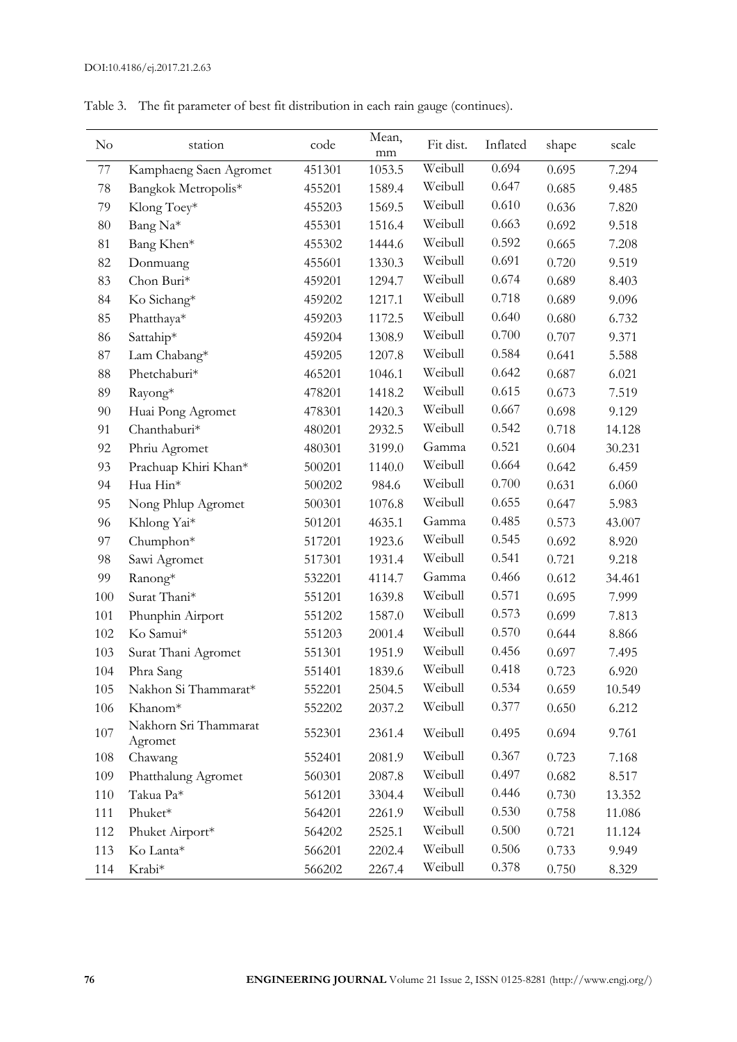Table 3. The fit parameter of best fit distribution in each rain gauge (continues).

| No | station | code | Mean, mm | Fit dist. | Inflated | shape | scale |
|---|---|---|---|---|---|---|---|
| 77 | Kamphaeng Saen Agromet | 451301 | 1053.5 | Weibull | 0.694 | 0.695 | 7.294 |
| 78 | Bangkok Metropolis* | 455201 | 1589.4 | Weibull | 0.647 | 0.685 | 9.485 |
| 79 | Klong Toey* | 455203 | 1569.5 | Weibull | 0.610 | 0.636 | 7.820 |
| 80 | Bang Na* | 455301 | 1516.4 | Weibull | 0.663 | 0.692 | 9.518 |
| 81 | Bang Khen* | 455302 | 1444.6 | Weibull | 0.592 | 0.665 | 7.208 |
| 82 | Donmuang | 455601 | 1330.3 | Weibull | 0.691 | 0.720 | 9.519 |
| 83 | Chon Buri* | 459201 | 1294.7 | Weibull | 0.674 | 0.689 | 8.403 |
| 84 | Ko Sichang* | 459202 | 1217.1 | Weibull | 0.718 | 0.689 | 9.096 |
| 85 | Phatthaya* | 459203 | 1172.5 | Weibull | 0.640 | 0.680 | 6.732 |
| 86 | Sattahip* | 459204 | 1308.9 | Weibull | 0.700 | 0.707 | 9.371 |
| 87 | Lam Chabang* | 459205 | 1207.8 | Weibull | 0.584 | 0.641 | 5.588 |
| 88 | Phetchaburi* | 465201 | 1046.1 | Weibull | 0.642 | 0.687 | 6.021 |
| 89 | Rayong* | 478201 | 1418.2 | Weibull | 0.615 | 0.673 | 7.519 |
| 90 | Huai Pong Agromet | 478301 | 1420.3 | Weibull | 0.667 | 0.698 | 9.129 |
| 91 | Chanthaburi* | 480201 | 2932.5 | Weibull | 0.542 | 0.718 | 14.128 |
| 92 | Phriu Agromet | 480301 | 3199.0 | Gamma | 0.521 | 0.604 | 30.231 |
| 93 | Prachuap Khiri Khan* | 500201 | 1140.0 | Weibull | 0.664 | 0.642 | 6.459 |
| 94 | Hua Hin* | 500202 | 984.6 | Weibull | 0.700 | 0.631 | 6.060 |
| 95 | Nong Phlup Agromet | 500301 | 1076.8 | Weibull | 0.655 | 0.647 | 5.983 |
| 96 | Khlong Yai* | 501201 | 4635.1 | Gamma | 0.485 | 0.573 | 43.007 |
| 97 | Chumphon* | 517201 | 1923.6 | Weibull | 0.545 | 0.692 | 8.920 |
| 98 | Sawi Agromet | 517301 | 1931.4 | Weibull | 0.541 | 0.721 | 9.218 |
| 99 | Ranong* | 532201 | 4114.7 | Gamma | 0.466 | 0.612 | 34.461 |
| 100 | Surat Thani* | 551201 | 1639.8 | Weibull | 0.571 | 0.695 | 7.999 |
| 101 | Phunphin Airport | 551202 | 1587.0 | Weibull | 0.573 | 0.699 | 7.813 |
| 102 | Ko Samui* | 551203 | 2001.4 | Weibull | 0.570 | 0.644 | 8.866 |
| 103 | Surat Thani Agromet | 551301 | 1951.9 | Weibull | 0.456 | 0.697 | 7.495 |
| 104 | Phra Sang | 551401 | 1839.6 | Weibull | 0.418 | 0.723 | 6.920 |
| 105 | Nakhon Si Thammarat* | 552201 | 2504.5 | Weibull | 0.534 | 0.659 | 10.549 |
| 106 | Khanom* | 552202 | 2037.2 | Weibull | 0.377 | 0.650 | 6.212 |
| 107 | Nakhorn Sri Thammarat Agromet | 552301 | 2361.4 | Weibull | 0.495 | 0.694 | 9.761 |
| 108 | Chawang | 552401 | 2081.9 | Weibull | 0.367 | 0.723 | 7.168 |
| 109 | Phatthalung Agromet | 560301 | 2087.8 | Weibull | 0.497 | 0.682 | 8.517 |
| 110 | Takua Pa* | 561201 | 3304.4 | Weibull | 0.446 | 0.730 | 13.352 |
| 111 | Phuket* | 564201 | 2261.9 | Weibull | 0.530 | 0.758 | 11.086 |
| 112 | Phuket Airport* | 564202 | 2525.1 | Weibull | 0.500 | 0.721 | 11.124 |
| 113 | Ko Lanta* | 566201 | 2202.4 | Weibull | 0.506 | 0.733 | 9.949 |
| 114 | Krabi* | 566202 | 2267.4 | Weibull | 0.378 | 0.750 | 8.329 |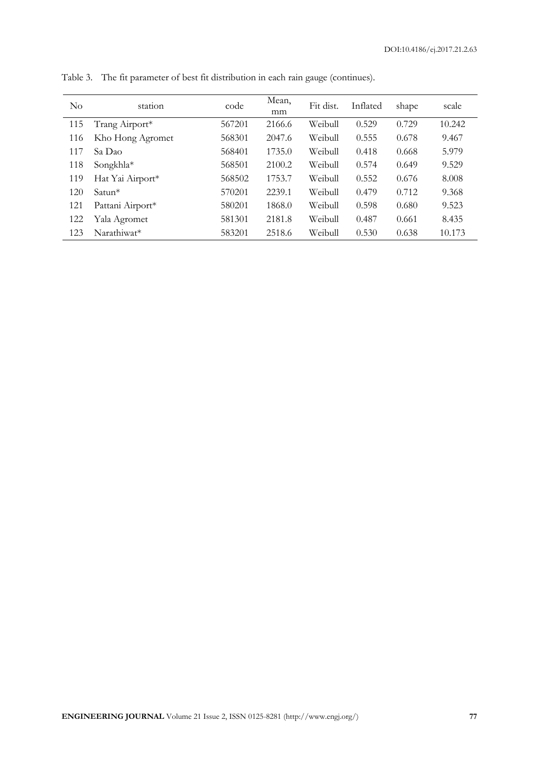Table 3. The fit parameter of best fit distribution in each rain gauge (continues).

| No | station | code | Mean, mm | Fit dist. | Inflated | shape | scale |
|---|---|---|---|---|---|---|---|
| 115 | Trang Airport* | 567201 | 2166.6 | Weibull | 0.529 | 0.729 | 10.242 |
| 116 | Kho Hong Agromet | 568301 | 2047.6 | Weibull | 0.555 | 0.678 | 9.467 |
| 117 | Sa Dao | 568401 | 1735.0 | Weibull | 0.418 | 0.668 | 5.979 |
| 118 | Songkhla* | 568501 | 2100.2 | Weibull | 0.574 | 0.649 | 9.529 |
| 119 | Hat Yai Airport* | 568502 | 1753.7 | Weibull | 0.552 | 0.676 | 8.008 |
| 120 | Satun* | 570201 | 2239.1 | Weibull | 0.479 | 0.712 | 9.368 |
| 121 | Pattani Airport* | 580201 | 1868.0 | Weibull | 0.598 | 0.680 | 9.523 |
| 122 | Yala Agromet | 581301 | 2181.8 | Weibull | 0.487 | 0.661 | 8.435 |
| 123 | Narathiwat* | 583201 | 2518.6 | Weibull | 0.530 | 0.638 | 10.173 |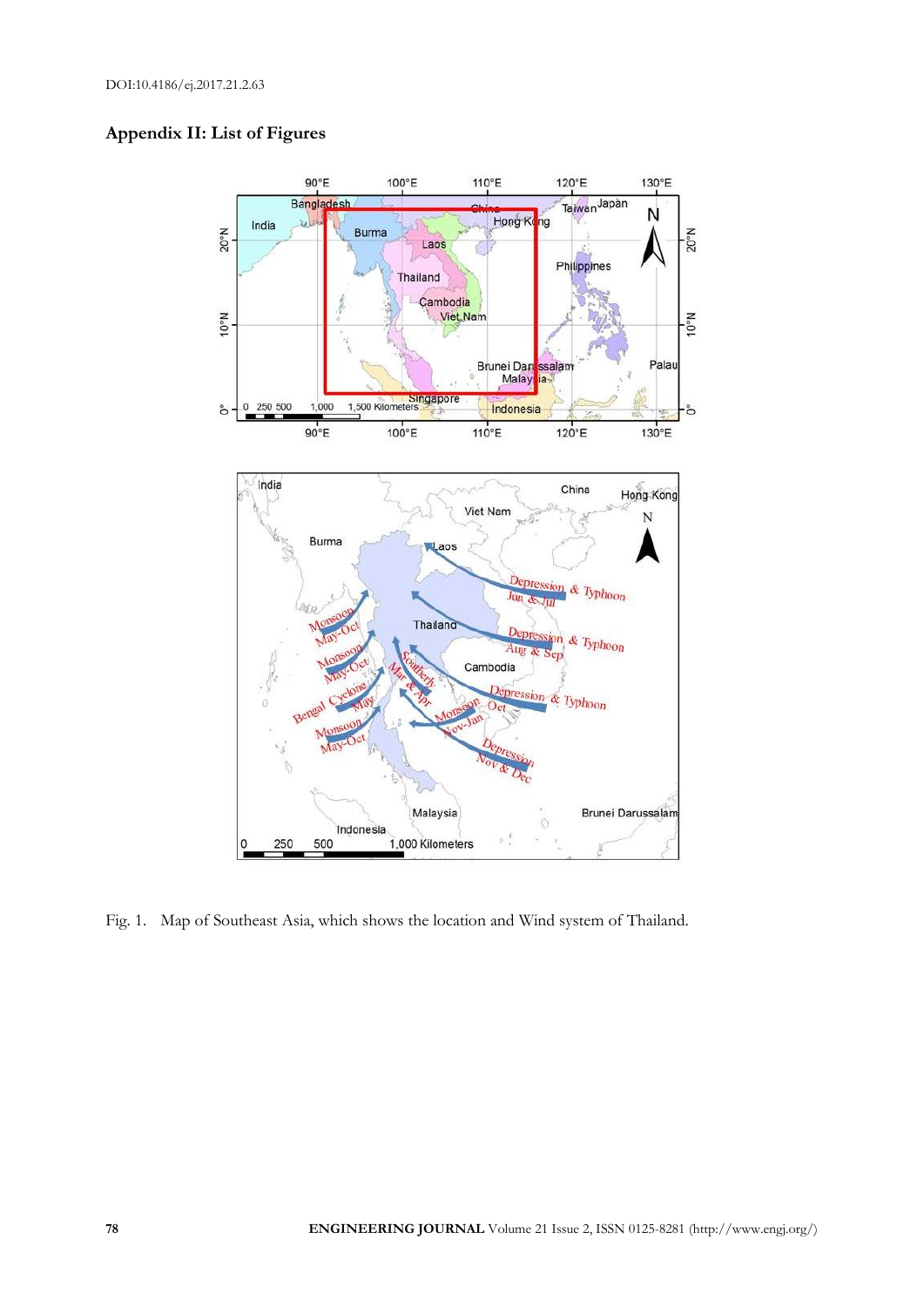## Appendix II: List of Figures

Fig. 1. Map of Southeast Asia, which shows the location and Wind system of Thailand.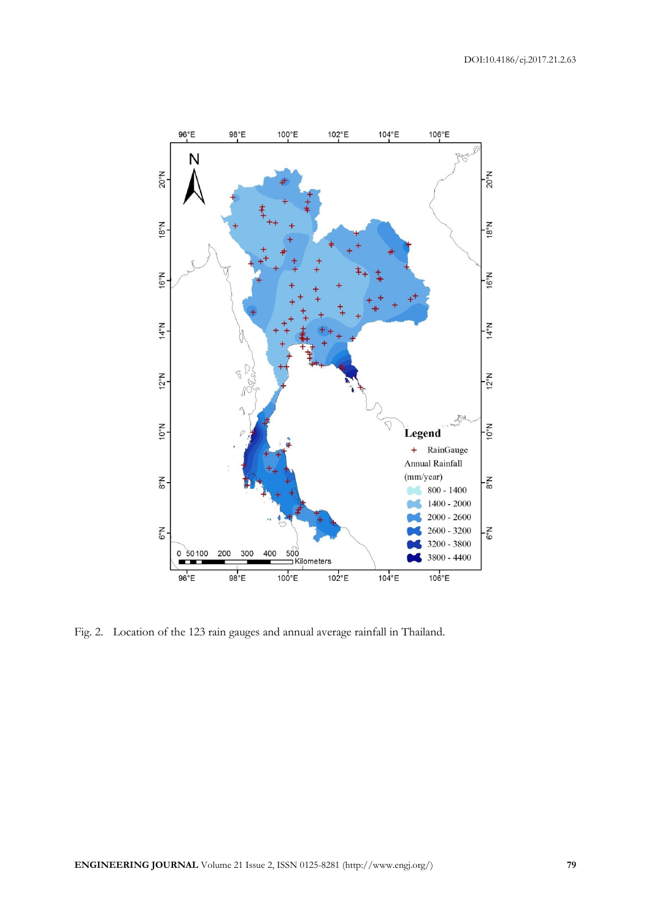Fig. 2. Location of the 123 rain gauges and annual average rainfall in Thailand.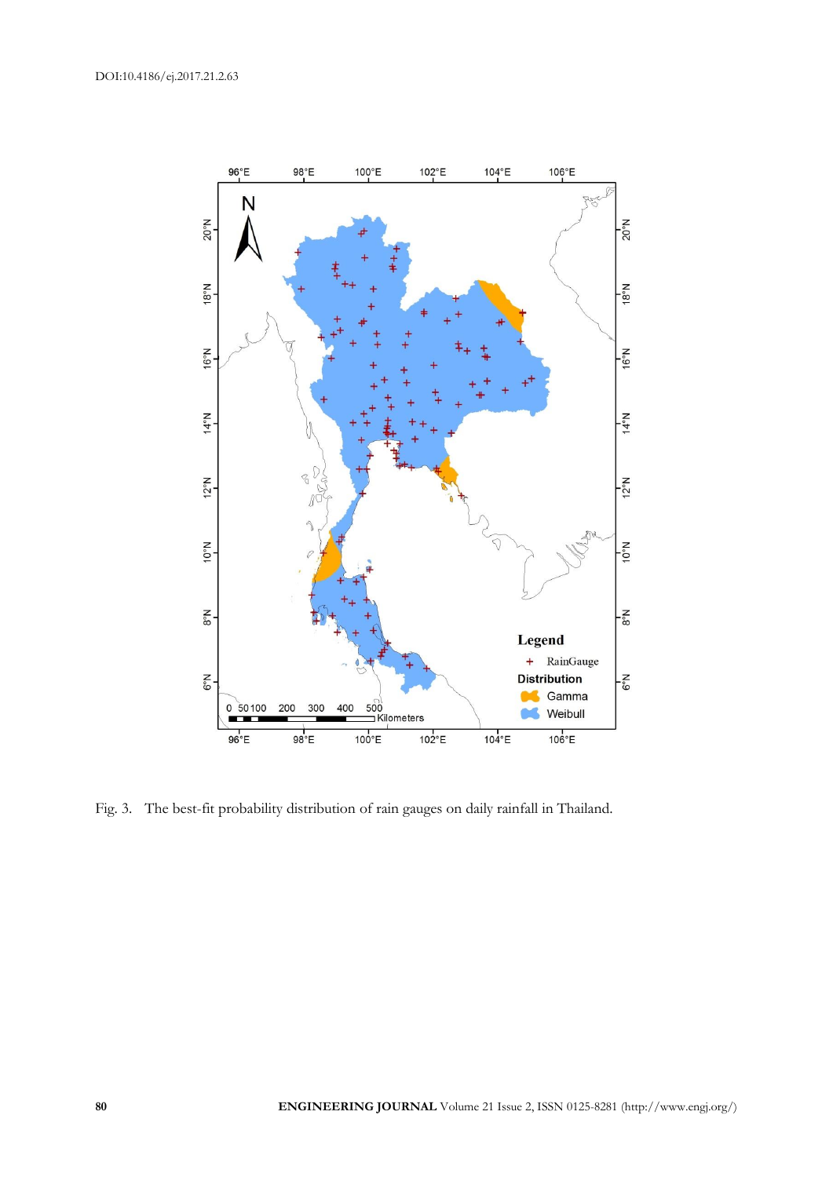96°E
98°E
100°E
102°E
104°E
106°E

N

20°N
18°N
16°N
14°N
12°N
10°N
8°N
6°N

Legend
RainGauge
Distribution
Gamma
Weibull

0 50 100 200 300 400 500
Kilometers

Fig. 3. The best-fit probability distribution of rain gauges on daily rainfall in Thailand.